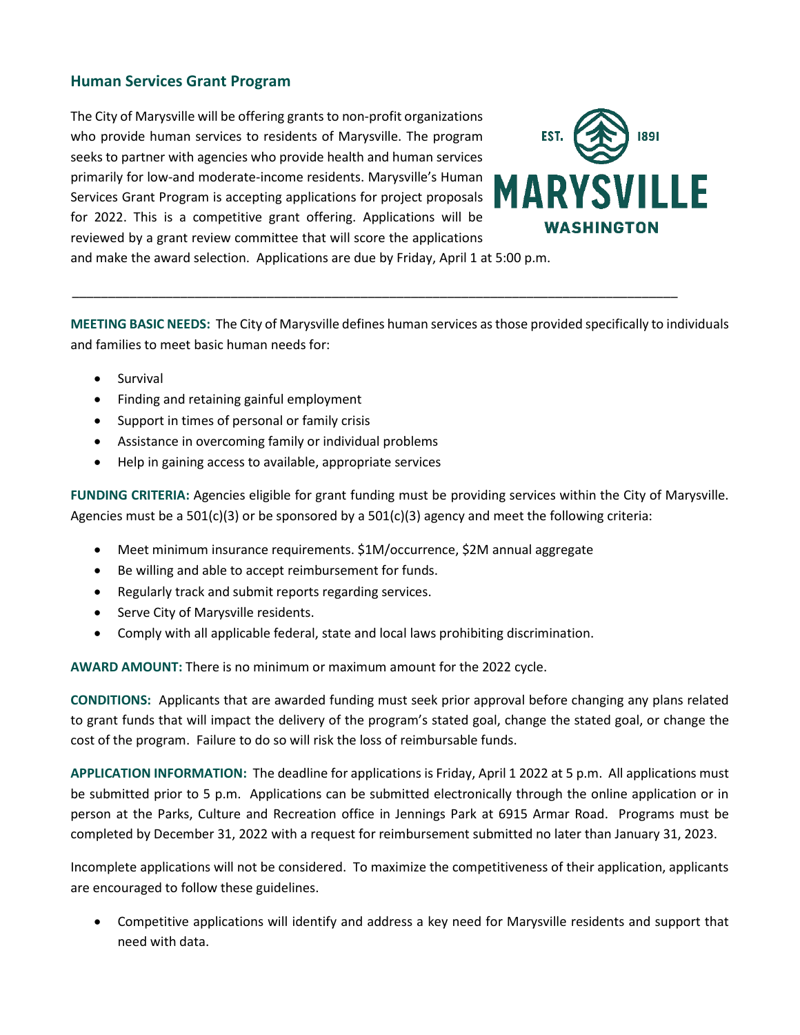## Human Services Grant Program

The City of Marysville will be offering grants to non-profit organizations who provide human services to residents of Marysville. The program seeks to partner with agencies who provide health and human services primarily for low-and moderate-income residents. Marysville's Human Services Grant Program is accepting applications for project proposals for 2022. This is a competitive grant offering. Applications will be reviewed by a grant review committee that will score the applications and make the award selection. Applications are due by Friday, April 1 at 5:00 p.m.

EST. 1891 MARYSVILLE WASHINGTON

---

**MEETING BASIC NEEDS:** The City of Marysville defines human services as those provided specifically to individuals and families to meet basic human needs for:

- Survival
- Finding and retaining gainful employment
- Support in times of personal or family crisis
- Assistance in overcoming family or individual problems
- Help in gaining access to available, appropriate services

**FUNDING CRITERIA:** Agencies eligible for grant funding must be providing services within the City of Marysville. Agencies must be a 501(c)(3) or be sponsored by a 501(c)(3) agency and meet the following criteria:

- Meet minimum insurance requirements. $1M/occurrence, $2M annual aggregate
- Be willing and able to accept reimbursement for funds.
- Regularly track and submit reports regarding services.
- Serve City of Marysville residents.
- Comply with all applicable federal, state and local laws prohibiting discrimination.

**AWARD AMOUNT:** There is no minimum or maximum amount for the 2022 cycle.

**CONDITIONS:** Applicants that are awarded funding must seek prior approval before changing any plans related to grant funds that will impact the delivery of the program's stated goal, change the stated goal, or change the cost of the program. Failure to do so will risk the loss of reimbursable funds.

**APPLICATION INFORMATION:** The deadline for applications is Friday, April 1 2022 at 5 p.m. All applications must be submitted prior to 5 p.m. Applications can be submitted electronically through the online application or in person at the Parks, Culture and Recreation office in Jennings Park at 6915 Armar Road. Programs must be completed by December 31, 2022 with a request for reimbursement submitted no later than January 31, 2023.

Incomplete applications will not be considered. To maximize the competitiveness of their application, applicants are encouraged to follow these guidelines.

- Competitive applications will identify and address a key need for Marysville residents and support that need with data.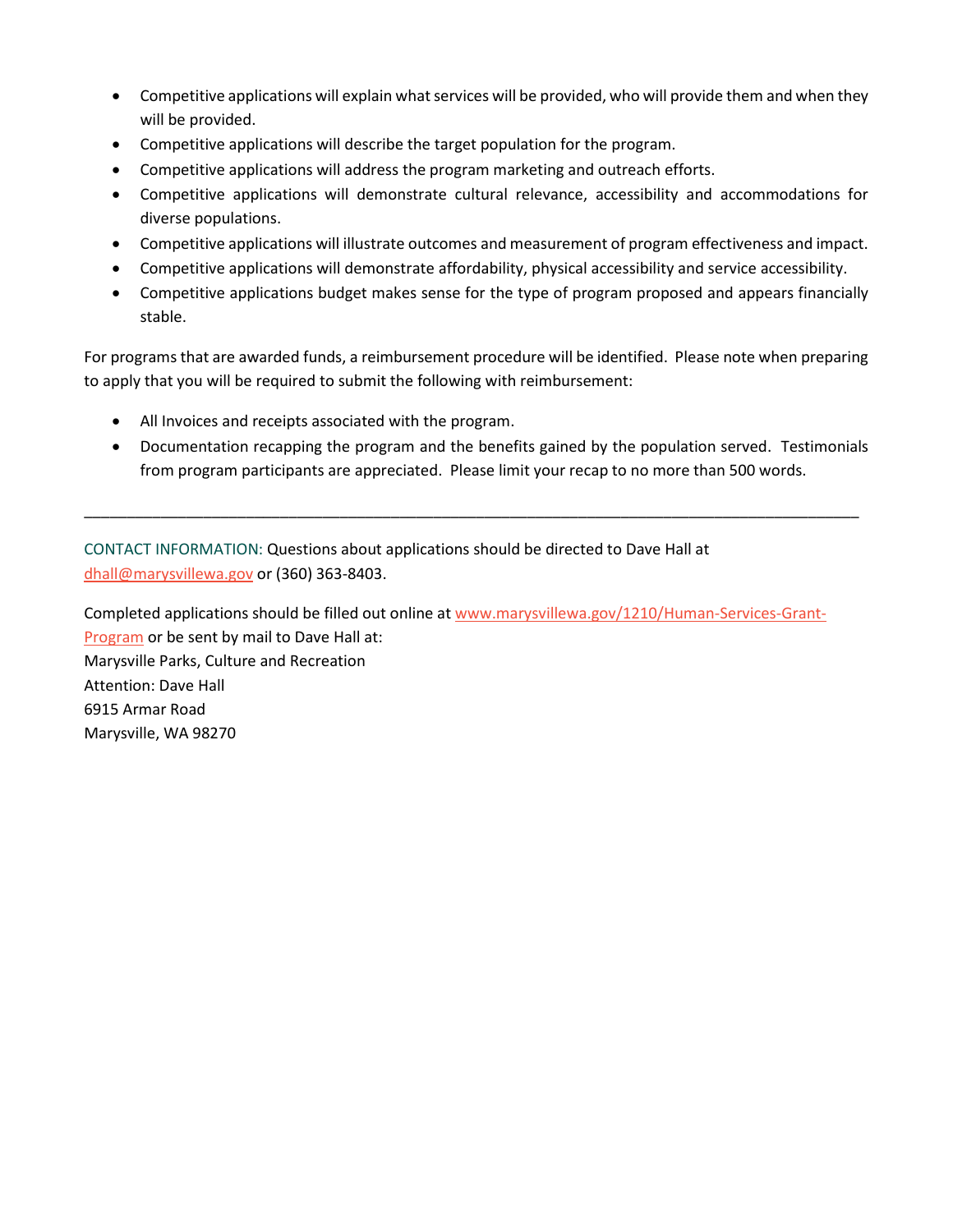- Competitive applications will explain what services will be provided, who will provide them and when they will be provided.
- Competitive applications will describe the target population for the program.
- Competitive applications will address the program marketing and outreach efforts.
- Competitive applications will demonstrate cultural relevance, accessibility and accommodations for diverse populations.
- Competitive applications will illustrate outcomes and measurement of program effectiveness and impact.
- Competitive applications will demonstrate affordability, physical accessibility and service accessibility.
- Competitive applications budget makes sense for the type of program proposed and appears financially stable.

For programs that are awarded funds, a reimbursement procedure will be identified. Please note when preparing to apply that you will be required to submit the following with reimbursement:

- All Invoices and receipts associated with the program.
- Documentation recapping the program and the benefits gained by the population served. Testimonials from program participants are appreciated. Please limit your recap to no more than 500 words.

---

CONTACT INFORMATION: Questions about applications should be directed to Dave Hall at dhall@marysvillewa.gov or (360) 363-8403.

Completed applications should be filled out online at www.marysvillewa.gov/1210/Human-Services-Grant-Program or be sent by mail to Dave Hall at:
Marysville Parks, Culture and Recreation
Attention: Dave Hall
6915 Armar Road
Marysville, WA 98270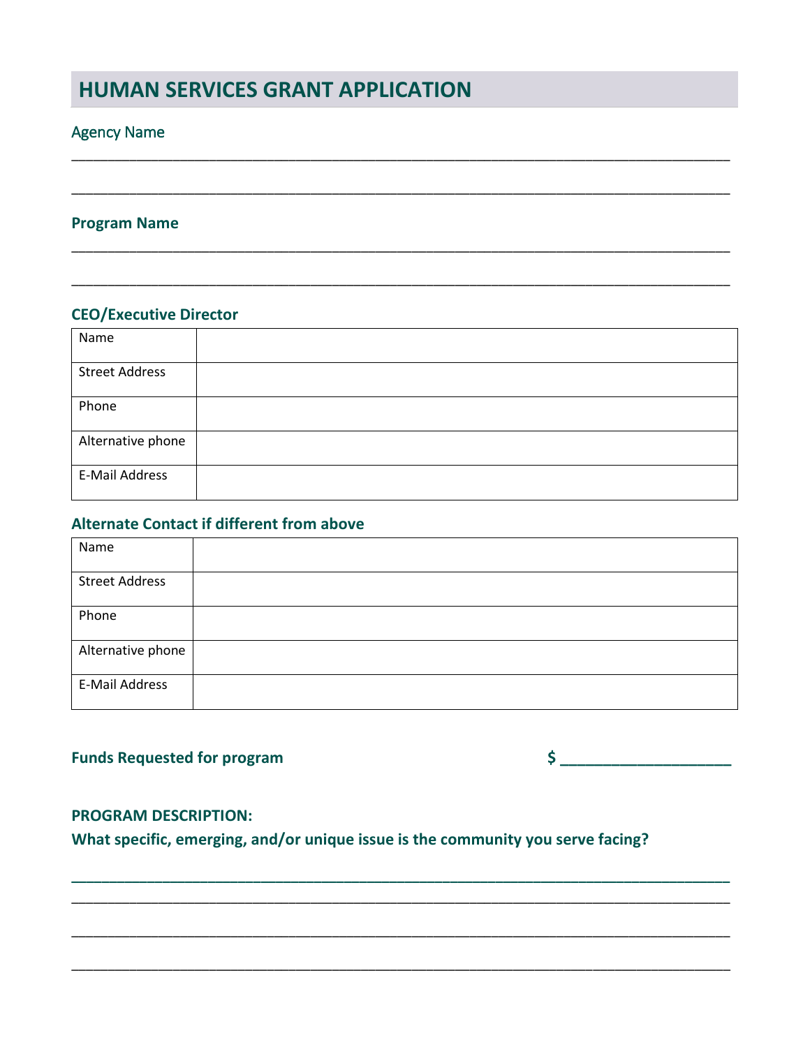# HUMAN SERVICES GRANT APPLICATION

Agency Name

______________________________________________________________________________

______________________________________________________________________________

**Program Name**

______________________________________________________________________________

______________________________________________________________________________

**CEO/Executive Director**

| Name | |
|---|---|
| Street Address | |
| Phone | |
| Alternative phone | |
| E-Mail Address | |

**Alternate Contact if different from above**

| Name | |
|---|---|
| Street Address | |
| Phone | |
| Alternative phone | |
| E-Mail Address | |

**Funds Requested for program** **$ ____________________**

**PROGRAM DESCRIPTION:**

**What specific, emerging, and/or unique issue is the community you serve facing?**

______________________________________________________________________________

______________________________________________________________________________

______________________________________________________________________________

______________________________________________________________________________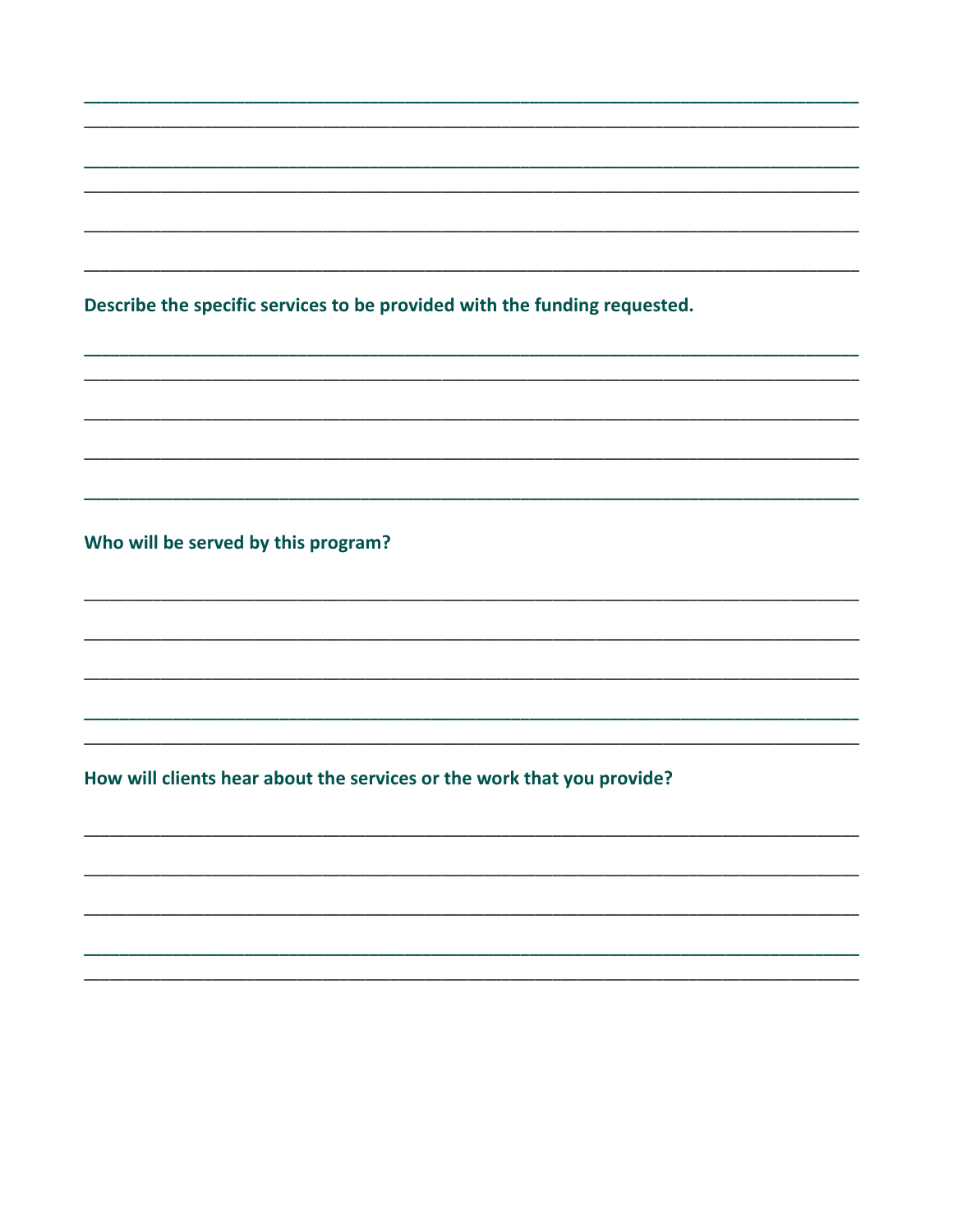______________________________________________________________________________

______________________________________________________________________________

______________________________________________________________________________

______________________________________________________________________________

______________________________________________________________________________

______________________________________________________________________________

**Describe the specific services to be provided with the funding requested.**

______________________________________________________________________________

______________________________________________________________________________

______________________________________________________________________________

______________________________________________________________________________

______________________________________________________________________________

**Who will be served by this program?**

______________________________________________________________________________

______________________________________________________________________________

______________________________________________________________________________

______________________________________________________________________________

______________________________________________________________________________

**How will clients hear about the services or the work that you provide?**

______________________________________________________________________________

______________________________________________________________________________

______________________________________________________________________________

______________________________________________________________________________

______________________________________________________________________________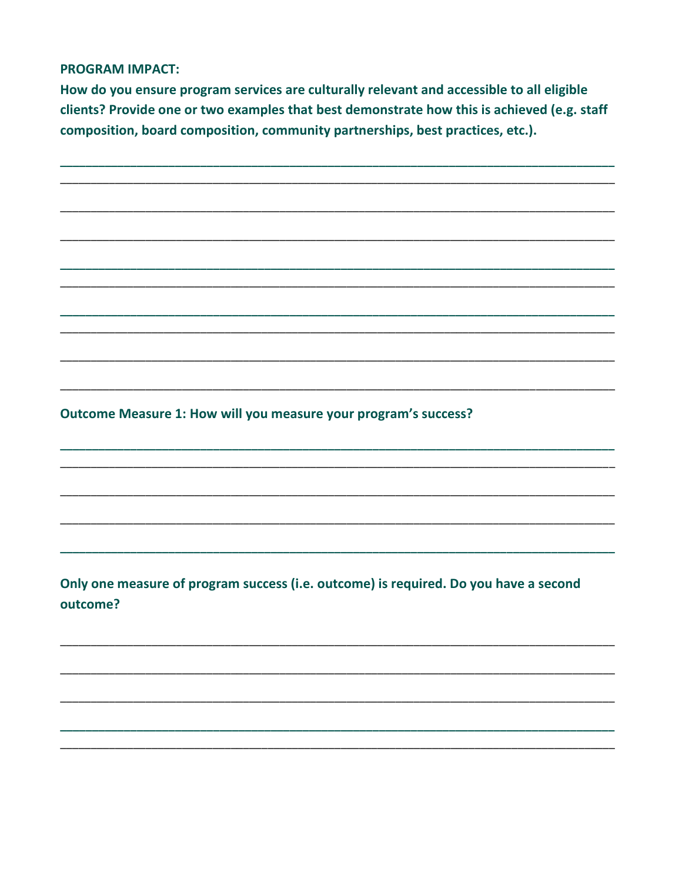**PROGRAM IMPACT:**

**How do you ensure program services are culturally relevant and accessible to all eligible clients? Provide one or two examples that best demonstrate how this is achieved (e.g. staff composition, board composition, community partnerships, best practices, etc.).**

**Outcome Measure 1: How will you measure your program's success?**

**Only one measure of program success (i.e. outcome) is required. Do you have a second outcome?**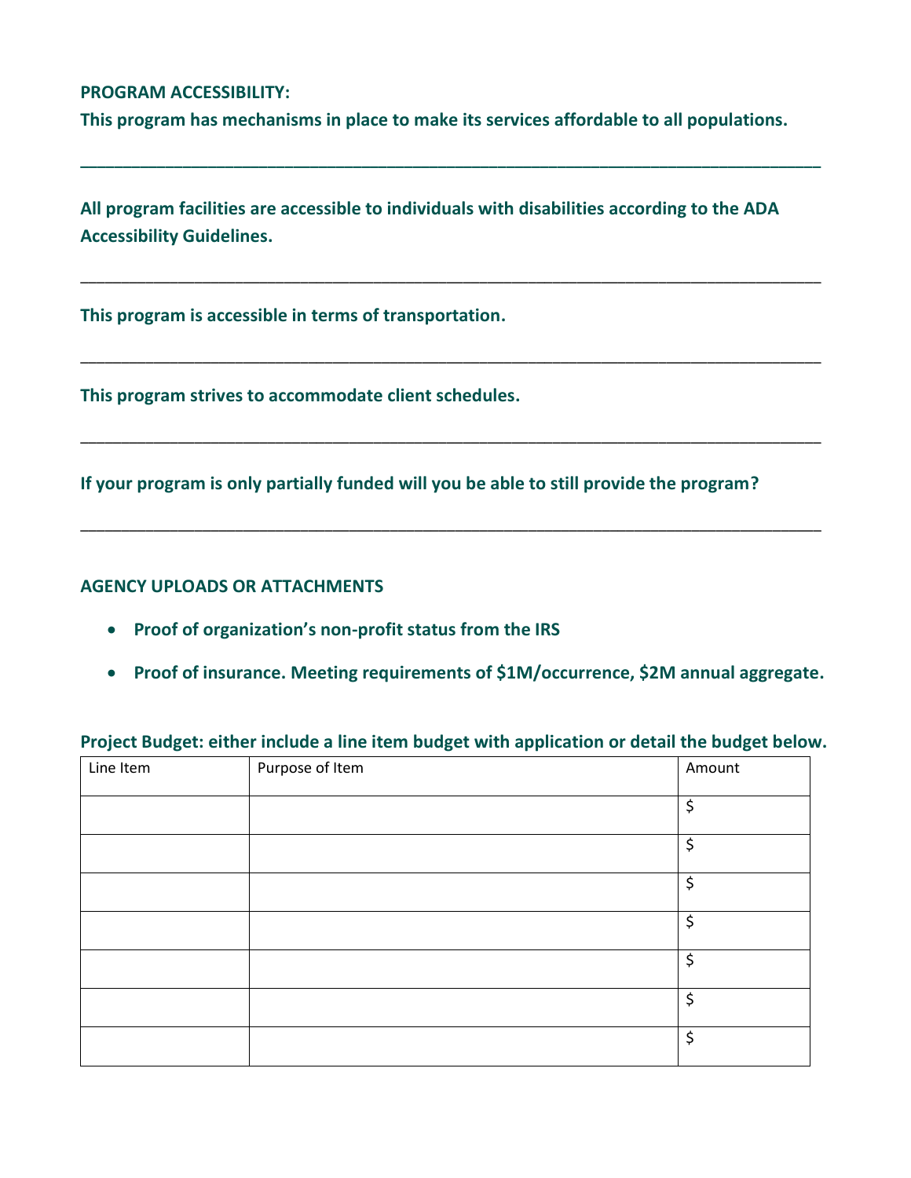**PROGRAM ACCESSIBILITY:**

**This program has mechanisms in place to make its services affordable to all populations.**

___

**All program facilities are accessible to individuals with disabilities according to the ADA Accessibility Guidelines.**

___

**This program is accessible in terms of transportation.**

___

**This program strives to accommodate client schedules.**

___

**If your program is only partially funded will you be able to still provide the program?**

___

**AGENCY UPLOADS OR ATTACHMENTS**

- **Proof of organization's non-profit status from the IRS**
- **Proof of insurance. Meeting requirements of $1M/occurrence, $2M annual aggregate.**

**Project Budget: either include a line item budget with application or detail the budget below.**

| Line Item | Purpose of Item | Amount |
|---|---|---|
| | | $ |
| | | $ |
| | | $ |
| | | $ |
| | | $ |
| | | $ |
| | | $ |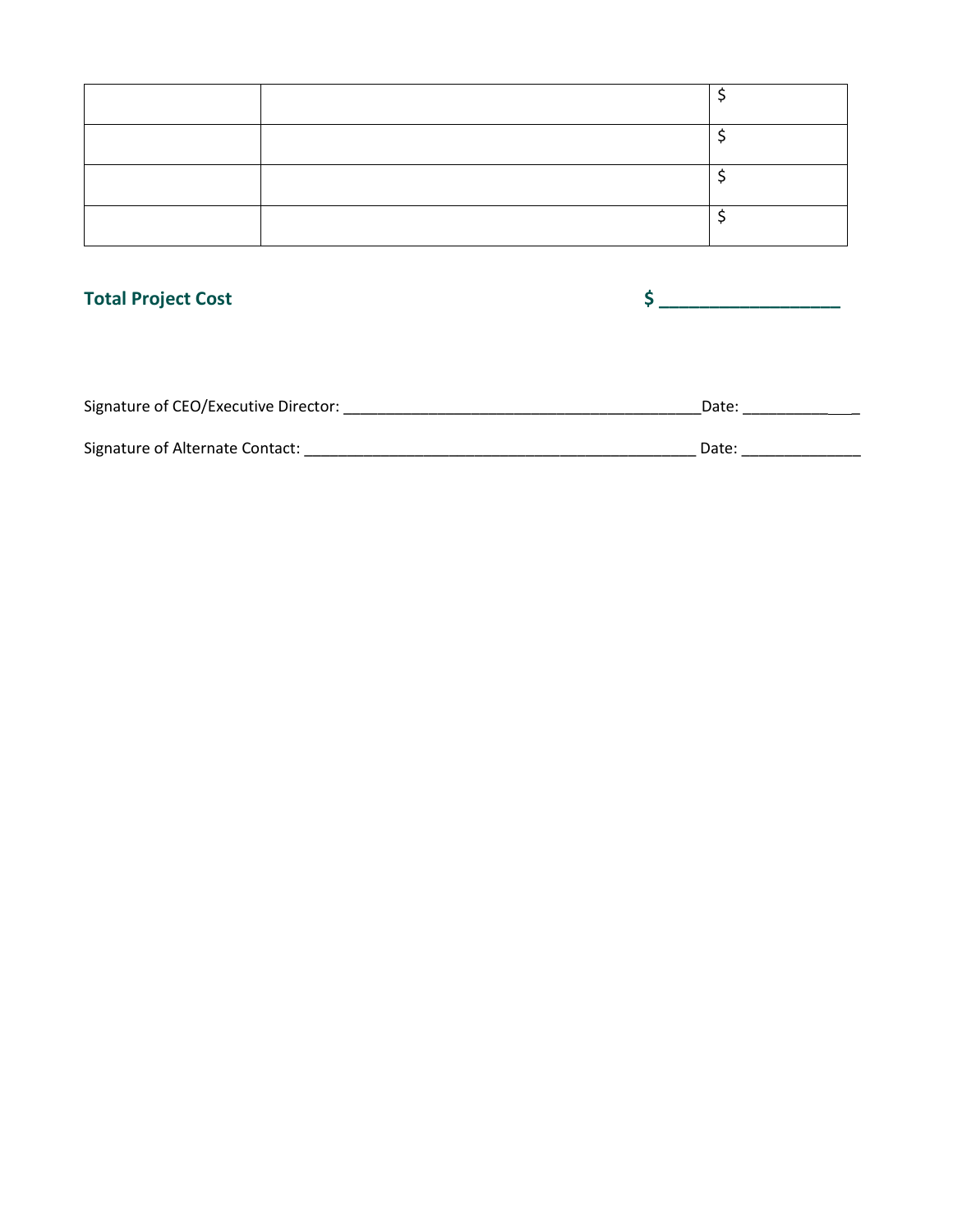| | | |
|---|---|---|
| | | $ |
| | | $ |
| | | $ |
| | | $ |

**Total Project Cost** **$ __________________**

Signature of CEO/Executive Director: ___________________________________________Date: _____________

Signature of Alternate Contact: ________________________________________________ Date: ______________